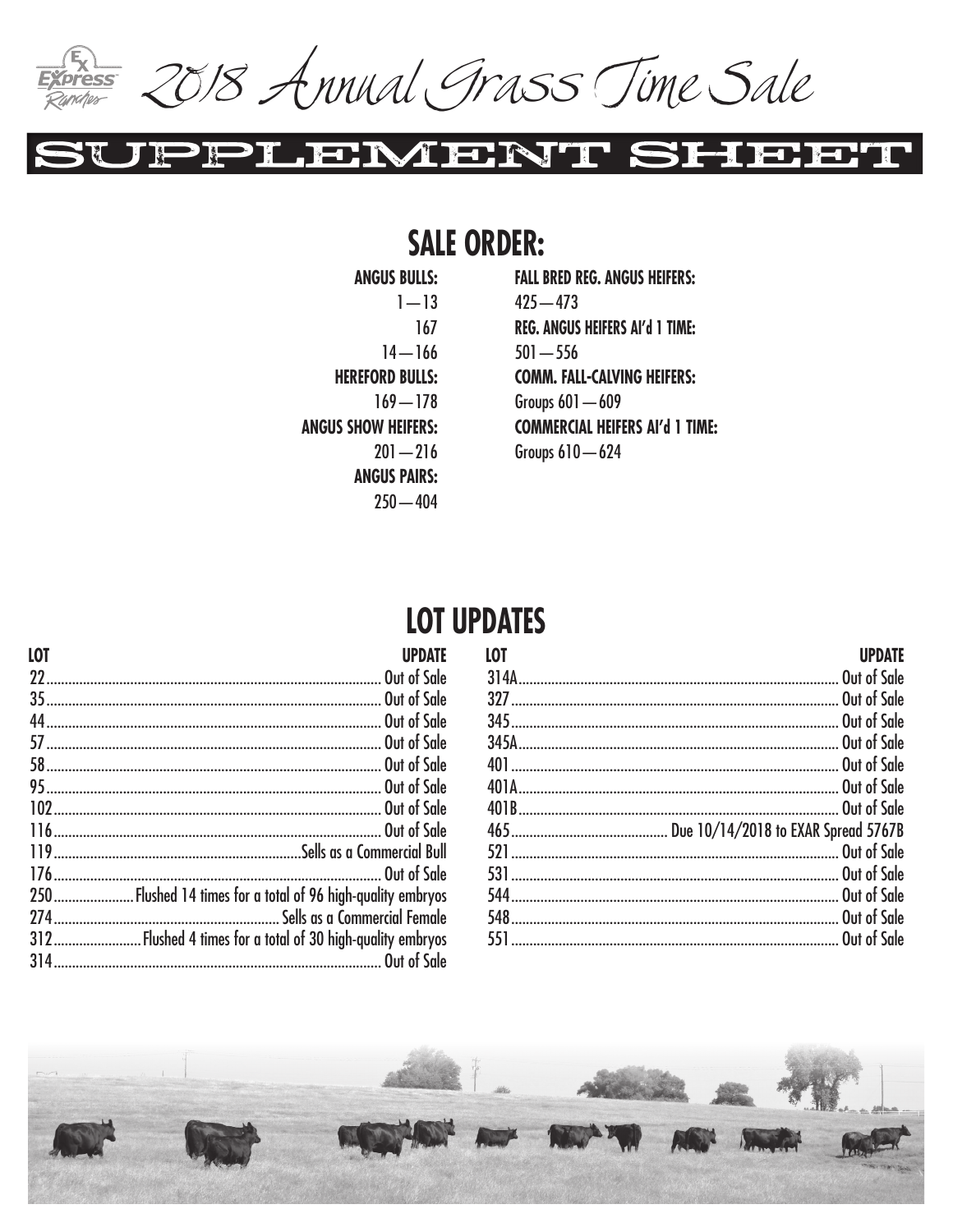# 2018 Annual Grass Time Sale

## SUPPLEMENT SHEET

## SALE ORDER:

**ANGUS BULLS:**
1—13
167
14—166

**HEREFORD BULLS:**
169—178

**ANGUS SHOW HEIFERS:**
201—216

**ANGUS PAIRS:**
250—404

**FALL BRED REG. ANGUS HEIFERS:**
425—473

**REG. ANGUS HEIFERS AI'd 1 TIME:**
501—556

**COMM. FALL-CALVING HEIFERS:**
Groups 601—609

**COMMERCIAL HEIFERS AI'd 1 TIME:**
Groups 610—624

## LOT UPDATES

| LOT | UPDATE |
|---|---|
| 22 | Out of Sale |
| 35 | Out of Sale |
| 44 | Out of Sale |
| 57 | Out of Sale |
| 58 | Out of Sale |
| 95 | Out of Sale |
| 102 | Out of Sale |
| 116 | Out of Sale |
| 119 | Sells as a Commercial Bull |
| 176 | Out of Sale |
| 250 | Flushed 14 times for a total of 96 high-quality embryos |
| 274 | Sells as a Commercial Female |
| 312 | Flushed 4 times for a total of 30 high-quality embryos |
| 314 | Out of Sale |
| 314A | Out of Sale |
| 327 | Out of Sale |
| 345 | Out of Sale |
| 345A | Out of Sale |
| 401 | Out of Sale |
| 401A | Out of Sale |
| 401B | Out of Sale |
| 465 | Due 10/14/2018 to EXAR Spread 5767B |
| 521 | Out of Sale |
| 531 | Out of Sale |
| 544 | Out of Sale |
| 548 | Out of Sale |
| 551 | Out of Sale |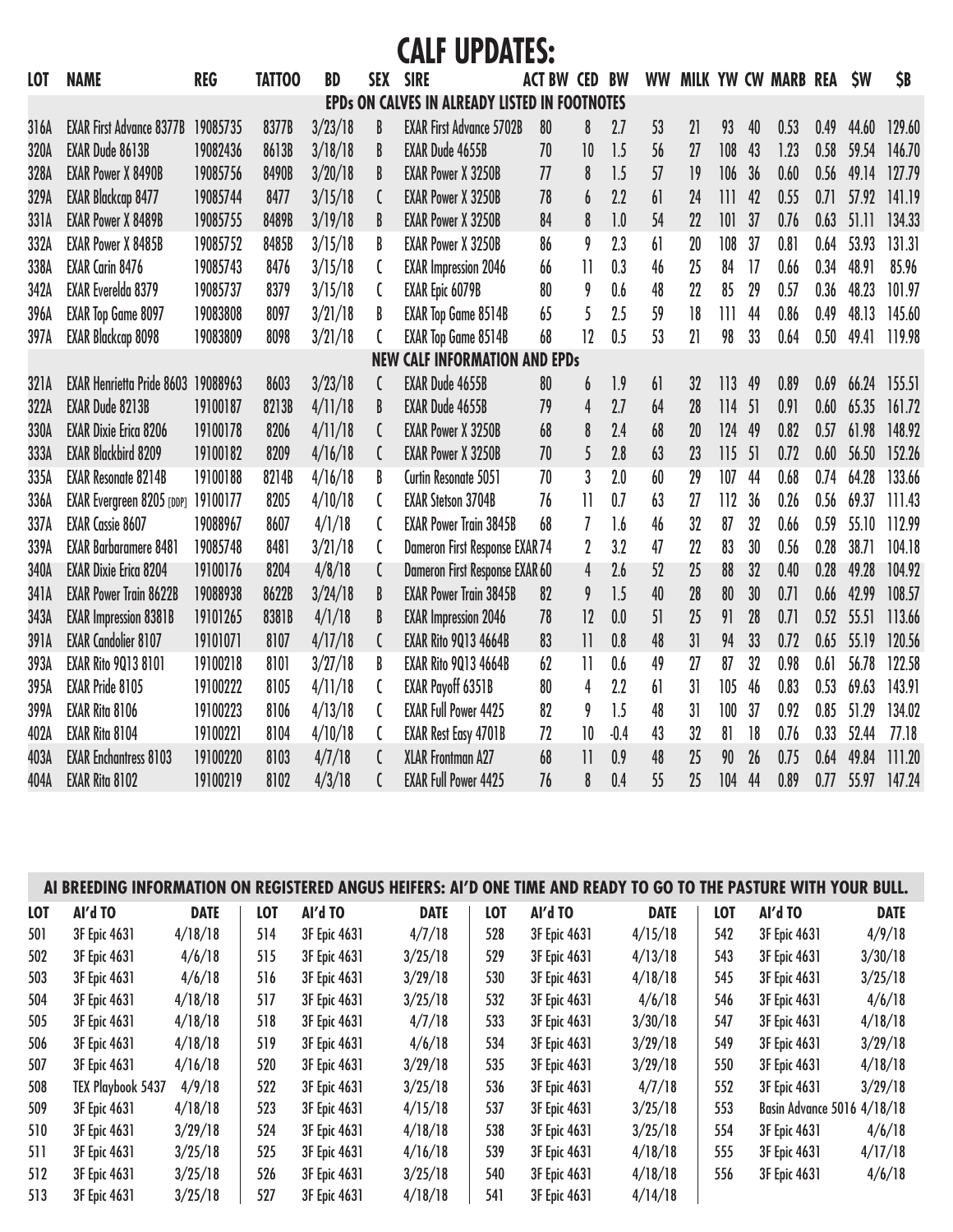# CALF UPDATES:

| LOT | NAME | REG | TATTOO | BD | SEX | SIRE | ACT BW | CED | BW | WW | MILK | YW | CW | MARB | REA | $W | $B |
|---|---|---|---|---|---|---|---|---|---|---|---|---|---|---|---|---|---|
| **EPDs ON CALVES IN ALREADY LISTED IN FOOTNOTES** | | | | | | | | | | | | | | | | | |
| 316A | EXAR First Advance 8377B | 19085735 | 8377B | 3/23/18 | B | EXAR First Advance 5702B | 80 | 8 | 2.7 | 53 | 21 | 93 | 40 | 0.53 | 0.49 | 44.60 | 129.60 |
| 320A | EXAR Dude 8613B | 19082436 | 8613B | 3/18/18 | B | EXAR Dude 4655B | 70 | 10 | 1.5 | 56 | 27 | 108 | 43 | 1.23 | 0.58 | 59.54 | 146.70 |
| 328A | EXAR Power X 8490B | 19085756 | 8490B | 3/20/18 | B | EXAR Power X 3250B | 77 | 8 | 1.5 | 57 | 19 | 106 | 36 | 0.60 | 0.56 | 49.14 | 127.79 |
| 329A | EXAR Blackcap 8477 | 19085744 | 8477 | 3/15/18 | C | EXAR Power X 3250B | 78 | 6 | 2.2 | 61 | 24 | 111 | 42 | 0.55 | 0.71 | 57.92 | 141.19 |
| 331A | EXAR Power X 8489B | 19085755 | 8489B | 3/19/18 | B | EXAR Power X 3250B | 84 | 8 | 1.0 | 54 | 22 | 101 | 37 | 0.76 | 0.63 | 51.11 | 134.33 |
| 332A | EXAR Power X 8485B | 19085752 | 8485B | 3/15/18 | B | EXAR Power X 3250B | 86 | 9 | 2.3 | 61 | 20 | 108 | 37 | 0.81 | 0.64 | 53.93 | 131.31 |
| 338A | EXAR Carin 8476 | 19085743 | 8476 | 3/15/18 | C | EXAR Impression 2046 | 66 | 11 | 0.3 | 46 | 25 | 84 | 17 | 0.66 | 0.34 | 48.91 | 85.96 |
| 342A | EXAR Everelda 8379 | 19085737 | 8379 | 3/15/18 | C | EXAR Epic 6079B | 80 | 9 | 0.6 | 48 | 22 | 85 | 29 | 0.57 | 0.36 | 48.23 | 101.97 |
| 396A | EXAR Top Game 8097 | 19083808 | 8097 | 3/21/18 | B | EXAR Top Game 8514B | 65 | 5 | 2.5 | 59 | 18 | 111 | 44 | 0.86 | 0.49 | 48.13 | 145.60 |
| 397A | EXAR Blackcap 8098 | 19083809 | 8098 | 3/21/18 | C | EXAR Top Game 8514B | 68 | 12 | 0.5 | 53 | 21 | 98 | 33 | 0.64 | 0.50 | 49.41 | 119.98 |
| **NEW CALF INFORMATION AND EPDs** | | | | | | | | | | | | | | | | | |
| 321A | EXAR Henrietta Pride 8603 | 19088963 | 8603 | 3/23/18 | C | EXAR Dude 4655B | 80 | 6 | 1.9 | 61 | 32 | 113 | 49 | 0.89 | 0.69 | 66.24 | 155.51 |
| 322A | EXAR Dude 8213B | 19100187 | 8213B | 4/11/18 | B | EXAR Dude 4655B | 79 | 4 | 2.7 | 64 | 28 | 114 | 51 | 0.91 | 0.60 | 65.35 | 161.72 |
| 330A | EXAR Dixie Erica 8206 | 19100178 | 8206 | 4/11/18 | C | EXAR Power X 3250B | 68 | 8 | 2.4 | 68 | 20 | 124 | 49 | 0.82 | 0.57 | 61.98 | 148.92 |
| 333A | EXAR Blackbird 8209 | 19100182 | 8209 | 4/16/18 | C | EXAR Power X 3250B | 70 | 5 | 2.8 | 63 | 23 | 115 | 51 | 0.72 | 0.60 | 56.50 | 152.26 |
| 335A | EXAR Resonate 8214B | 19100188 | 8214B | 4/16/18 | B | Curtin Resonate 5051 | 70 | 3 | 2.0 | 60 | 29 | 107 | 44 | 0.68 | 0.74 | 64.28 | 133.66 |
| 336A | EXAR Evergreen 8205 [DDP] | 19100177 | 8205 | 4/10/18 | C | EXAR Stetson 3704B | 76 | 11 | 0.7 | 63 | 27 | 112 | 36 | 0.26 | 0.56 | 69.37 | 111.43 |
| 337A | EXAR Cassie 8607 | 19088967 | 8607 | 4/1/18 | C | EXAR Power Train 3845B | 68 | 7 | 1.6 | 46 | 32 | 87 | 32 | 0.66 | 0.59 | 55.10 | 112.99 |
| 339A | EXAR Barbaramere 8481 | 19085748 | 8481 | 3/21/18 | C | Dameron First Response EXAR | 74 | 2 | 3.2 | 47 | 22 | 83 | 30 | 0.56 | 0.28 | 38.71 | 104.18 |
| 340A | EXAR Dixie Erica 8204 | 19100176 | 8204 | 4/8/18 | C | Dameron First Response EXAR | 60 | 4 | 2.6 | 52 | 25 | 88 | 32 | 0.40 | 0.28 | 49.28 | 104.92 |
| 341A | EXAR Power Train 8622B | 19088938 | 8622B | 3/24/18 | B | EXAR Power Train 3845B | 82 | 9 | 1.5 | 40 | 28 | 80 | 30 | 0.71 | 0.66 | 42.99 | 108.57 |
| 343A | EXAR Impression 8381B | 19101265 | 8381B | 4/1/18 | B | EXAR Impression 2046 | 78 | 12 | 0.0 | 51 | 25 | 91 | 28 | 0.71 | 0.52 | 55.51 | 113.66 |
| 391A | EXAR Candolier 8107 | 19101071 | 8107 | 4/17/18 | C | EXAR Rito 9Q13 4664B | 83 | 11 | 0.8 | 48 | 31 | 94 | 33 | 0.72 | 0.65 | 55.19 | 120.56 |
| 393A | EXAR Rito 9Q13 8101 | 19100218 | 8101 | 3/27/18 | B | EXAR Rito 9Q13 4664B | 62 | 11 | 0.6 | 49 | 27 | 87 | 32 | 0.98 | 0.61 | 56.78 | 122.58 |
| 395A | EXAR Pride 8105 | 19100222 | 8105 | 4/11/18 | C | EXAR Payoff 6351B | 80 | 4 | 2.2 | 61 | 31 | 105 | 46 | 0.83 | 0.53 | 69.63 | 143.91 |
| 399A | EXAR Rita 8106 | 19100223 | 8106 | 4/13/18 | C | EXAR Full Power 4425 | 82 | 9 | 1.5 | 48 | 31 | 100 | 37 | 0.92 | 0.85 | 51.29 | 134.02 |
| 402A | EXAR Rita 8104 | 19100221 | 8104 | 4/10/18 | C | EXAR Rest Easy 4701B | 72 | 10 | -0.4 | 43 | 32 | 81 | 18 | 0.76 | 0.33 | 52.44 | 77.18 |
| 403A | EXAR Enchantress 8103 | 19100220 | 8103 | 4/7/18 | C | XLAR Frontman A27 | 68 | 11 | 0.9 | 48 | 25 | 90 | 26 | 0.75 | 0.64 | 49.84 | 111.20 |
| 404A | EXAR Rita 8102 | 19100219 | 8102 | 4/3/18 | C | EXAR Full Power 4425 | 76 | 8 | 0.4 | 55 | 25 | 104 | 44 | 0.89 | 0.77 | 55.97 | 147.24 |

**AI BREEDING INFORMATION ON REGISTERED ANGUS HEIFERS: AI'D ONE TIME AND READY TO GO TO THE PASTURE WITH YOUR BULL.**

| LOT | AI'd TO | DATE | LOT | AI'd TO | DATE | LOT | AI'd TO | DATE | LOT | AI'd TO | DATE |
|---|---|---|---|---|---|---|---|---|---|---|---|
| 501 | 3F Epic 4631 | 4/18/18 | 514 | 3F Epic 4631 | 4/7/18 | 528 | 3F Epic 4631 | 4/15/18 | 542 | 3F Epic 4631 | 4/9/18 |
| 502 | 3F Epic 4631 | 4/6/18 | 515 | 3F Epic 4631 | 3/25/18 | 529 | 3F Epic 4631 | 4/13/18 | 543 | 3F Epic 4631 | 3/30/18 |
| 503 | 3F Epic 4631 | 4/6/18 | 516 | 3F Epic 4631 | 3/29/18 | 530 | 3F Epic 4631 | 4/18/18 | 545 | 3F Epic 4631 | 3/25/18 |
| 504 | 3F Epic 4631 | 4/18/18 | 517 | 3F Epic 4631 | 3/25/18 | 532 | 3F Epic 4631 | 4/6/18 | 546 | 3F Epic 4631 | 4/6/18 |
| 505 | 3F Epic 4631 | 4/18/18 | 518 | 3F Epic 4631 | 4/7/18 | 533 | 3F Epic 4631 | 3/30/18 | 547 | 3F Epic 4631 | 4/18/18 |
| 506 | 3F Epic 4631 | 4/18/18 | 519 | 3F Epic 4631 | 4/6/18 | 534 | 3F Epic 4631 | 3/29/18 | 549 | 3F Epic 4631 | 3/29/18 |
| 507 | 3F Epic 4631 | 4/16/18 | 520 | 3F Epic 4631 | 3/29/18 | 535 | 3F Epic 4631 | 3/29/18 | 550 | 3F Epic 4631 | 4/18/18 |
| 508 | TEX Playbook 5437 | 4/9/18 | 522 | 3F Epic 4631 | 3/25/18 | 536 | 3F Epic 4631 | 4/7/18 | 552 | 3F Epic 4631 | 3/29/18 |
| 509 | 3F Epic 4631 | 4/18/18 | 523 | 3F Epic 4631 | 4/15/18 | 537 | 3F Epic 4631 | 3/25/18 | 553 | Basin Advance 5016 | 4/18/18 |
| 510 | 3F Epic 4631 | 3/29/18 | 524 | 3F Epic 4631 | 4/18/18 | 538 | 3F Epic 4631 | 3/25/18 | 554 | 3F Epic 4631 | 4/6/18 |
| 511 | 3F Epic 4631 | 3/25/18 | 525 | 3F Epic 4631 | 4/16/18 | 539 | 3F Epic 4631 | 4/18/18 | 555 | 3F Epic 4631 | 4/17/18 |
| 512 | 3F Epic 4631 | 3/25/18 | 526 | 3F Epic 4631 | 3/25/18 | 540 | 3F Epic 4631 | 4/18/18 | 556 | 3F Epic 4631 | 4/6/18 |
| 513 | 3F Epic 4631 | 3/25/18 | 527 | 3F Epic 4631 | 4/18/18 | 541 | 3F Epic 4631 | 4/14/18 | | | |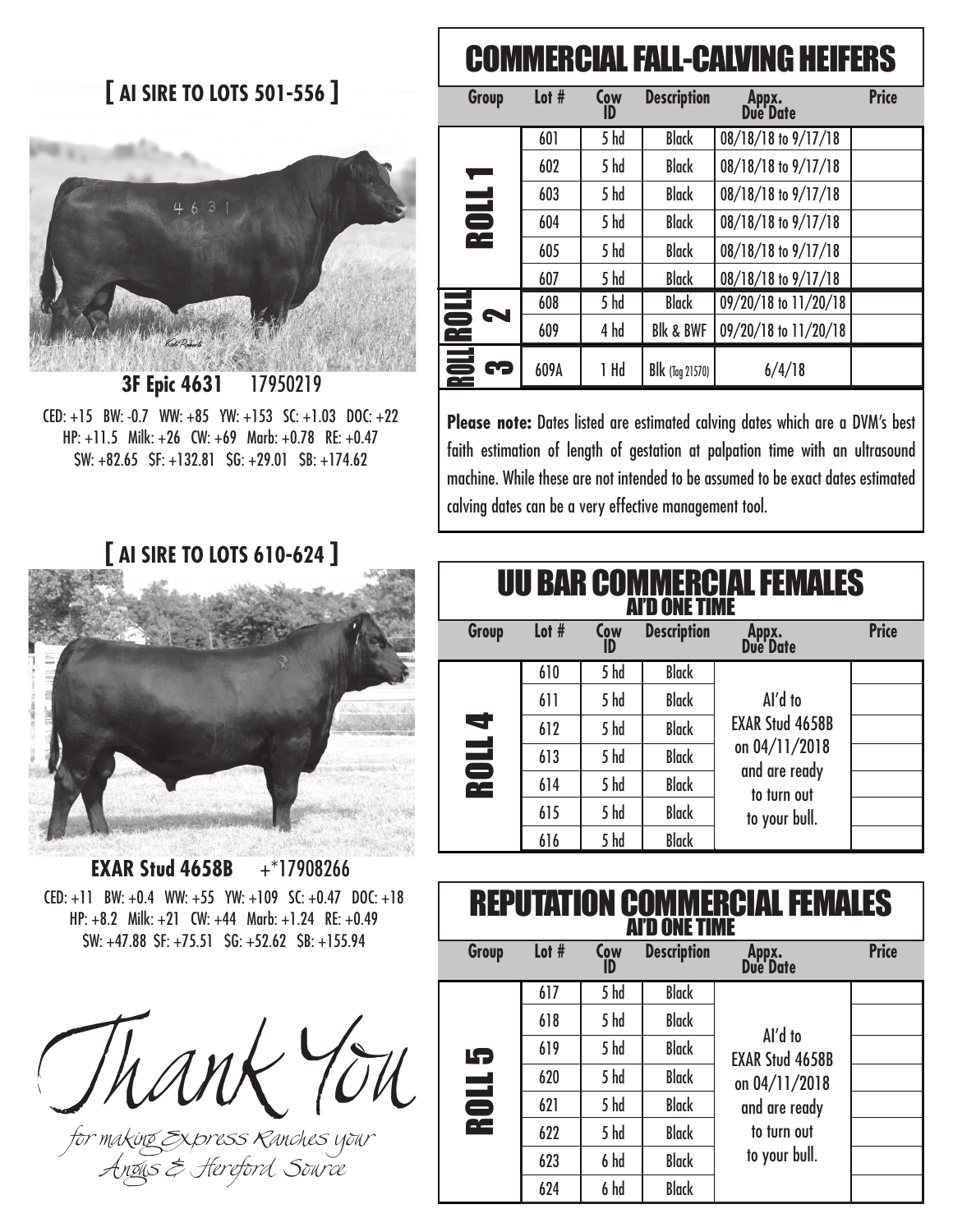## [ AI SIRE TO LOTS 501-556 ]

**3F Epic 4631** 17950219

CED: +15 BW: -0.7 WW: +85 YW: +153 SC: +1.03 DOC: +22
HP: +11.5 Milk: +26 CW: +69 Marb: +0.78 RE: +0.47
$W: +82.65 $F: +132.81 $G: +29.01 $B: +174.62

## [ AI SIRE TO LOTS 610-624 ]

**EXAR Stud 4658B** +*17908266

CED: +11 BW: +0.4 WW: +55 YW: +109 SC: +0.47 DOC: +18
HP: +8.2 Milk: +21 CW: +44 Marb: +1.24 RE: +0.49
$W: +47.88 $F: +75.51 $G: +52.62 $B: +155.94

*Thank You*

*for making Express Ranches your Angus & Hereford Source*

## COMMERCIAL FALL-CALVING HEIFERS

| Group | Lot # | Cow ID | Description | Appx. Due Date | Price |
|---|---|---|---|---|---|
| ROLL 1 | 601 | 5 hd | Black | 08/18/18 to 9/17/18 | |
| | 602 | 5 hd | Black | 08/18/18 to 9/17/18 | |
| | 603 | 5 hd | Black | 08/18/18 to 9/17/18 | |
| | 604 | 5 hd | Black | 08/18/18 to 9/17/18 | |
| | 605 | 5 hd | Black | 08/18/18 to 9/17/18 | |
| | 607 | 5 hd | Black | 08/18/18 to 9/17/18 | |
| ROLL 2 | 608 | 5 hd | Black | 09/20/18 to 11/20/18 | |
| | 609 | 4 hd | Blk & BWF | 09/20/18 to 11/20/18 | |
| ROLL 3 | 609A | 1 Hd | Blk (Tag 21570) | 6/4/18 | |

**Please note:** Dates listed are estimated calving dates which are a DVM's best faith estimation of length of gestation at palpation time with an ultrasound machine. While these are not intended to be assumed to be exact dates estimated calving dates can be a very effective management tool.

## UU BAR COMMERCIAL FEMALES
### AI'D ONE TIME

| Group | Lot # | Cow ID | Description | Appx. Due Date | Price |
|---|---|---|---|---|---|
| ROLL 4 | 610 | 5 hd | Black | AI'd to EXAR Stud 4658B on 04/11/2018 and are ready to turn out to your bull. | |
| | 611 | 5 hd | Black | | |
| | 612 | 5 hd | Black | | |
| | 613 | 5 hd | Black | | |
| | 614 | 5 hd | Black | | |
| | 615 | 5 hd | Black | | |
| | 616 | 5 hd | Black | | |

## REPUTATION COMMERCIAL FEMALES
### AI'D ONE TIME

| Group | Lot # | Cow ID | Description | Appx. Due Date | Price |
|---|---|---|---|---|---|
| ROLL 5 | 617 | 5 hd | Black | AI'd to EXAR Stud 4658B on 04/11/2018 and are ready to turn out to your bull. | |
| | 618 | 5 hd | Black | | |
| | 619 | 5 hd | Black | | |
| | 620 | 5 hd | Black | | |
| | 621 | 5 hd | Black | | |
| | 622 | 5 hd | Black | | |
| | 623 | 6 hd | Black | | |
| | 624 | 6 hd | Black | | |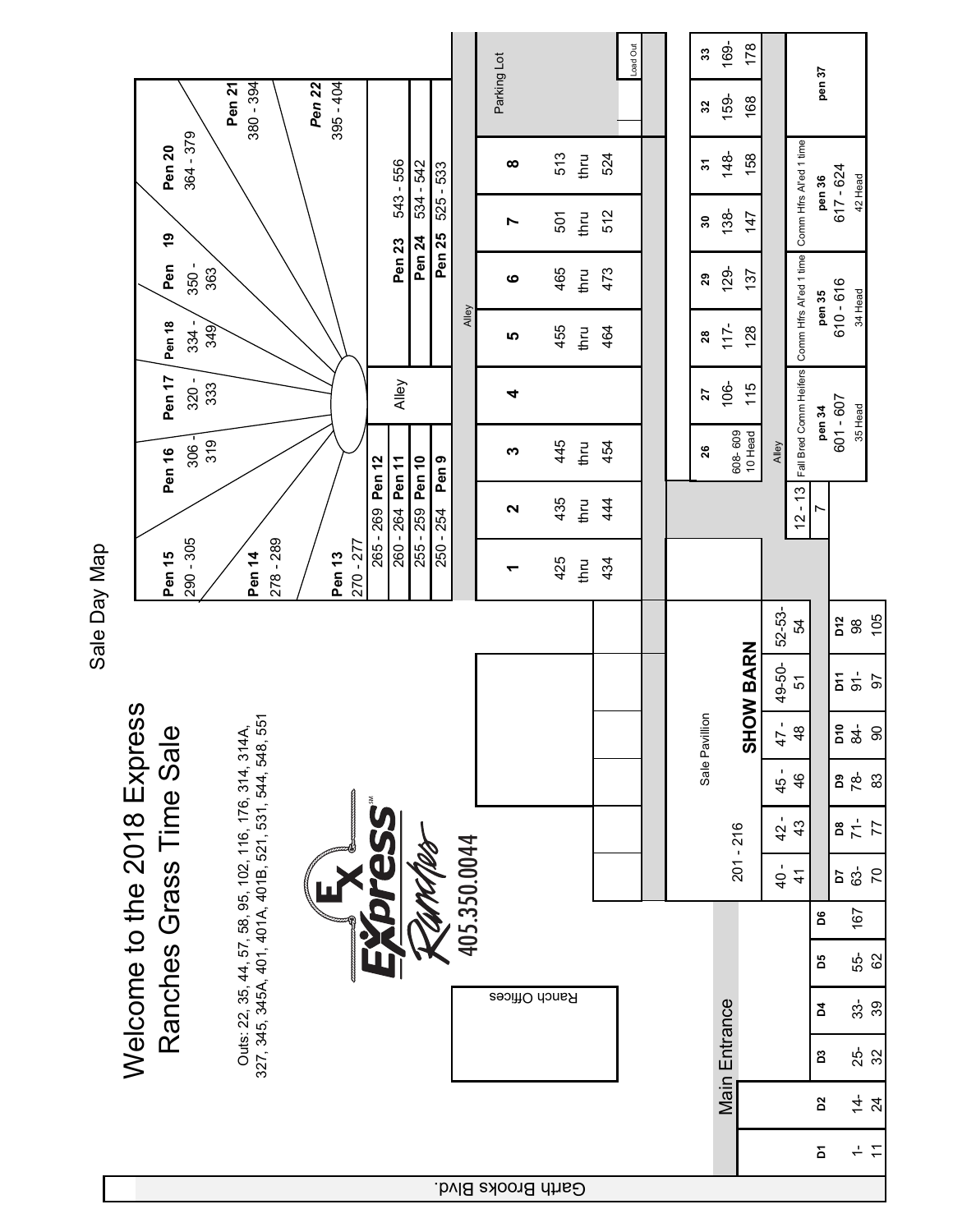# Sale Day Map

## Welcome to the 2018 Express Ranches Grass Time Sale

Outs: 22, 35, 44, 57, 58, 95, 102, 116, 176, 314, 314A, 327, 345, 345A, 401, 401A, 401B, 521, 531, 544, 548, 551

Express Ranches

405.350.0044

Garth Brooks Blvd.

Main Entrance

Ranch Offices

Sale Pavillion

201 - 216

SHOW BARN

| 40 - 41 | 42 - 43 | 45 - 46 | 47 - 48 | 49-50-51 | 52-53-54 |
|---|---|---|---|---|---|

| D1 | D2 | D3 | D4 | D5 | D6 | D7 | D8 | D9 | D10 | D11 | D12 |
|---|---|---|---|---|---|---|---|---|---|---|---|
| 1-11 | 14-24 | 25-32 | 33-39 | 55-62 | 167 | 63-70 | 71-77 | 78-83 | 84-90 | 91-97 | 98-105 |

Pen 15: 290 - 305

Pen 14: 278 - 289

Pen 13: 270 - 277

Pen 16: 306 - 319

Pen 17: 320 - 333

Pen 18: 334 - 349

Pen 19: 350 - 363

Pen 20: 364 - 379

Pen 21: 380 - 394

Pen 22: 395 - 404

Pen 12: 265 - 269

Pen 11: 260 - 264

Pen 10: 255 - 259

Pen 9: 250 - 254

Pen 23: 543 - 556

Pen 24: 534 - 542

Pen 25: 525 - 533

Alley

| 1 | 2 | 3 | 4 | 5 | 6 | 7 | 8 |
|---|---|---|---|---|---|---|---|
| 425 thru 434 | 435 thru 444 | 445 thru 454 | | 455 thru 464 | 465 thru 473 | 501 thru 512 | 513 thru 524 |

Parking Lot

Load Out

| 26 | 27 | 28 | 29 | 30 | 31 | 32 | 33 |
|---|---|---|---|---|---|---|---|
| 608- 609 10 Head | 106-115 | 117-128 | 129-137 | 138-147 | 148-158 | 159-168 | 169-178 |

12 - 13

7

| Fall Bred Comm Heifers | Comm Hfrs AI'ed 1 time | Comm Hfrs AI'ed 1 time | |
|---|---|---|---|
| pen 34 | pen 35 | pen 36 | pen 37 |
| 601 - 607 | 610 - 616 | 617 - 624 | |
| 35 Head | 34 Head | 42 Head | |